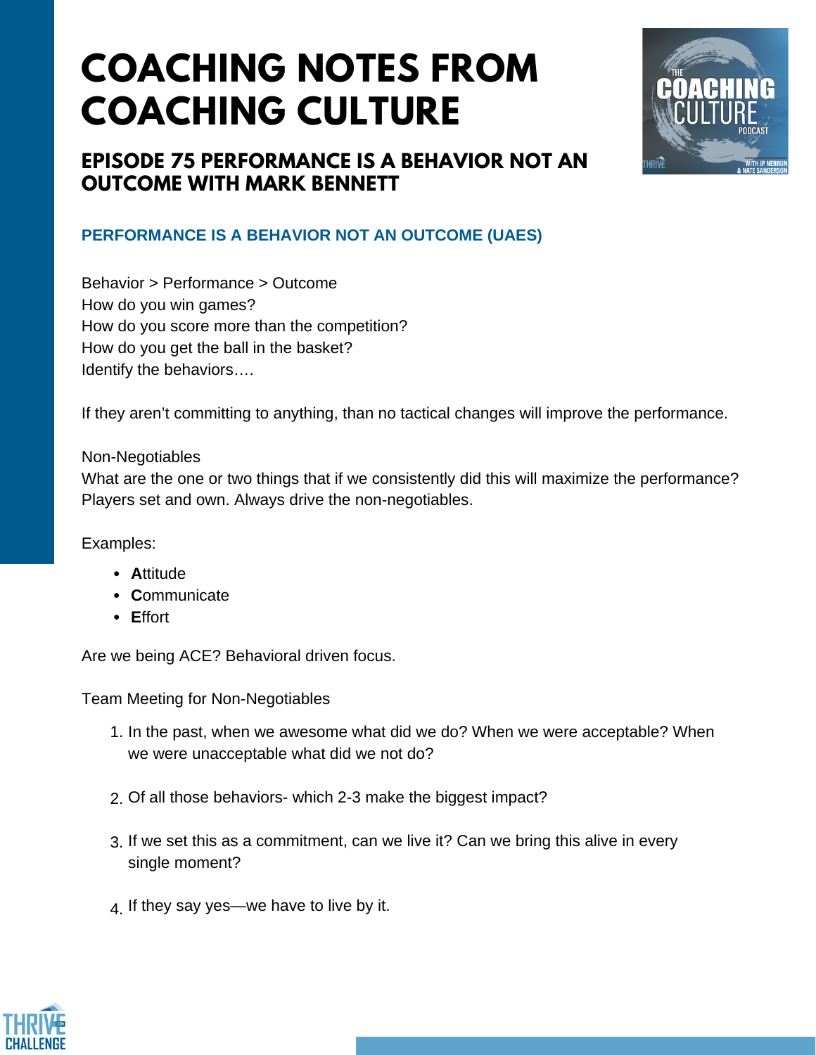# COACHING NOTES FROM COACHING CULTURE

## EPISODE 75 PERFORMANCE IS A BEHAVIOR NOT AN OUTCOME WITH MARK BENNETT

### PERFORMANCE IS A BEHAVIOR NOT AN OUTCOME (UAES)

Behavior > Performance > Outcome
How do you win games?
How do you score more than the competition?
How do you get the ball in the basket?
Identify the behaviors….

If they aren't committing to anything, than no tactical changes will improve the performance.

Non-Negotiables
What are the one or two things that if we consistently did this will maximize the performance?
Players set and own. Always drive the non-negotiables.

Examples:

- **A**ttitude
- **C**ommunicate
- **E**ffort

Are we being ACE? Behavioral driven focus.

Team Meeting for Non-Negotiables

1. In the past, when we awesome what did we do? When we were acceptable? When we were unacceptable what did we not do?
2. Of all those behaviors- which 2-3 make the biggest impact?
3. If we set this as a commitment, can we live it? Can we bring this alive in every single moment?
4. If they say yes—we have to live by it.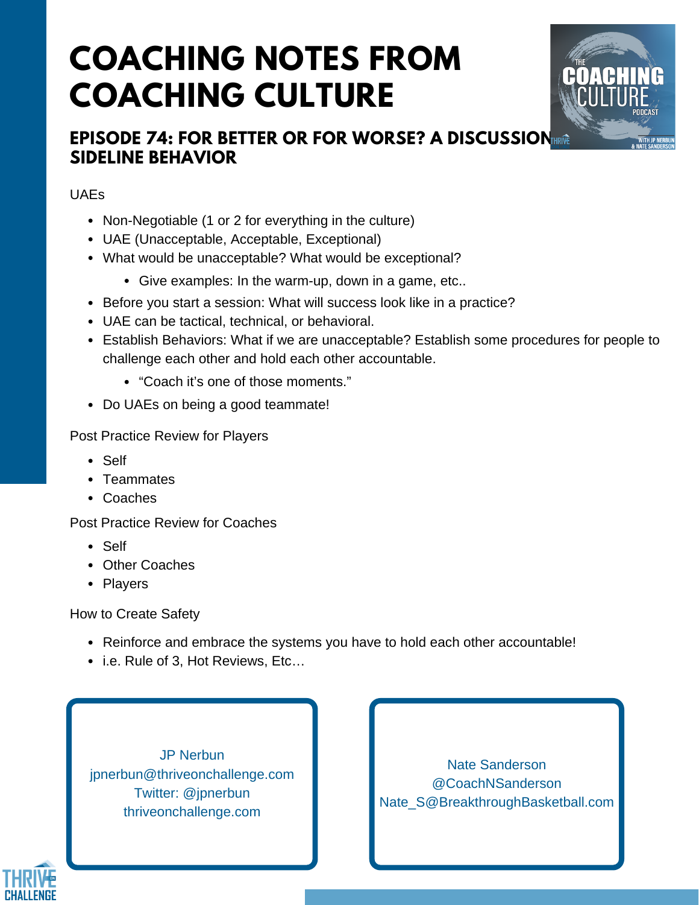# COACHING NOTES FROM COACHING CULTURE

## EPISODE 74: FOR BETTER OR FOR WORSE? A DISCUSSION ON SIDELINE BEHAVIOR

UAEs

- Non-Negotiable (1 or 2 for everything in the culture)
- UAE (Unacceptable, Acceptable, Exceptional)
- What would be unacceptable? What would be exceptional?
  - Give examples: In the warm-up, down in a game, etc..
- Before you start a session: What will success look like in a practice?
- UAE can be tactical, technical, or behavioral.
- Establish Behaviors: What if we are unacceptable? Establish some procedures for people to challenge each other and hold each other accountable.
  - "Coach it's one of those moments."
- Do UAEs on being a good teammate!

Post Practice Review for Players

- Self
- Teammates
- Coaches

Post Practice Review for Coaches

- Self
- Other Coaches
- Players

How to Create Safety

- Reinforce and embrace the systems you have to hold each other accountable!
- i.e. Rule of 3, Hot Reviews, Etc…

JP Nerbun
jpnerbun@thriveonchallenge.com
Twitter: @jpnerbun
thriveonchallenge.com

Nate Sanderson
@CoachNSanderson
Nate_S@BreakthroughBasketball.com